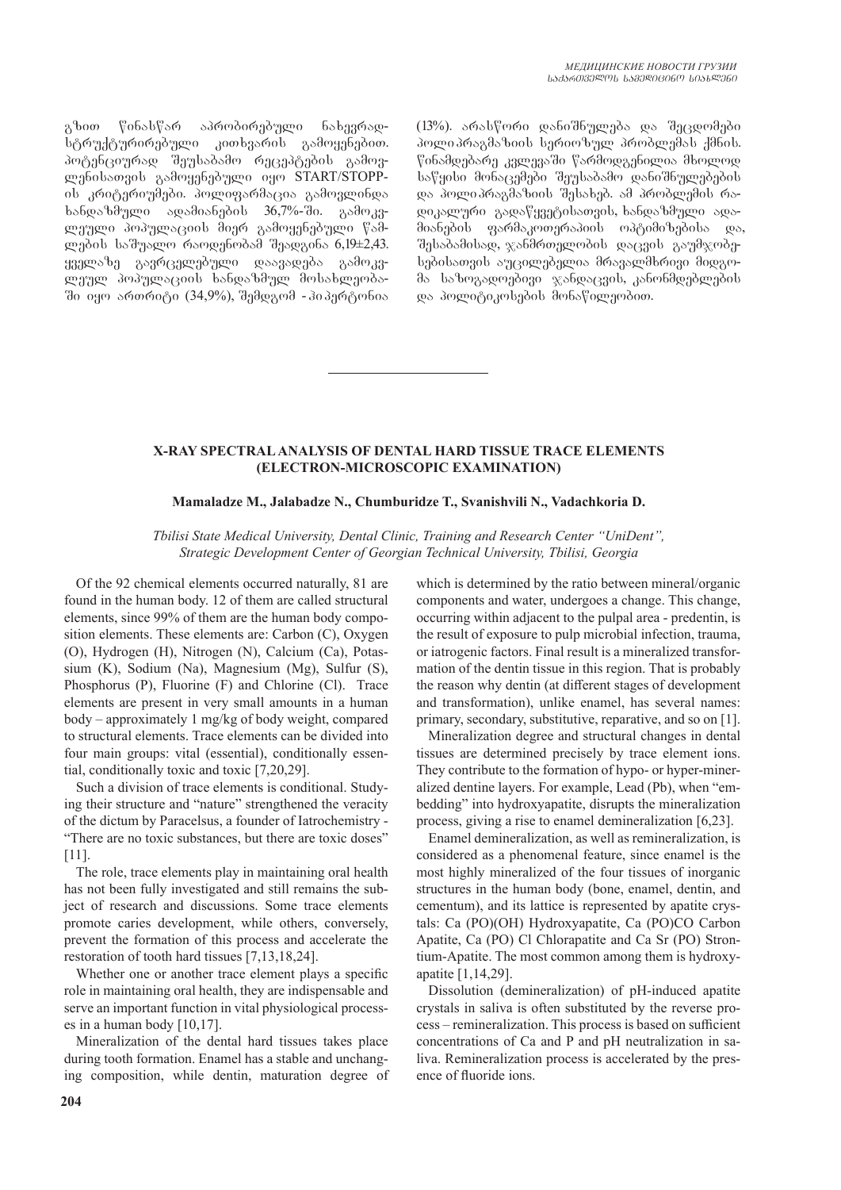გზით წინასწარ აპრობირებული ნახევრად-სტრუქტურირებული კითხვარის გამოყენებით. პოტენციურად შეუსაბამო რეცეპტების გამოვ-ლენისათვის გამოყენებული იყო START/STOPP-ის კრიტერიუმები. პოლიფარმაცია გამოვლინდა ხანდაზმული ადამიანების 36,7%-ში. გამოკვ-ლეული პოპულაციის მიერ გამოყენებული წამ-ლების საშუალო რაოდენობამ შეადგინა 6,19±2,43. ყველაზე გავრცელებული დაავადება გამოკვ-ლეულ პოპულაციის ხანდაზმულ მოსახლეობა-ში იყო ართრიტი (34,9%), შემდგომ - ჰიპერტონია (13%). არასწორი დანიშნულება და შეცდომები პოლიპრაგმაზიის სერიოზულ პრობლემას ქმნის. წინამდებარე კვლევაში წარმოდგენილია მხოლოდ საწყისი მონაცემები შეუსაბამო დანიშნულებების და პოლიპრაგმაზიის შესახებ. ამ პრობლემის რა-დიკალური გადაწყვეტისათვის, ხანდაზმული ადა-მიანების ფარმაკოთერაპიის ოპტიმიზებისა და, შესაბამისად, ჯანმრთელობის დაცვის გაუმჯობე-სებისათვის აუცილებელია მრავალმხრივი მიდგო-მა საზოგადოებივი ჯანდაცვის, კანონმდებლების და პოლიტიკოსების მონაწილეობით.

---

## X-RAY SPECTRAL ANALYSIS OF DENTAL HARD TISSUE TRACE ELEMENTS (ELECTRON-MICROSCOPIC EXAMINATION)

**Mamaladze M., Jalabadze N., Chumburidze T., Svanishvili N., Vadachkoria D.**

*Tbilisi State Medical University, Dental Clinic, Training and Research Center "UniDent", Strategic Development Center of Georgian Technical University, Tbilisi, Georgia*

Of the 92 chemical elements occurred naturally, 81 are found in the human body. 12 of them are called structural elements, since 99% of them are the human body composition elements. These elements are: Carbon (C), Oxygen (O), Hydrogen (H), Nitrogen (N), Calcium (Ca), Potassium (K), Sodium (Na), Magnesium (Mg), Sulfur (S), Phosphorus (P), Fluorine (F) and Chlorine (Cl). Trace elements are present in very small amounts in a human body – approximately 1 mg/kg of body weight, compared to structural elements. Trace elements can be divided into four main groups: vital (essential), conditionally essential, conditionally toxic and toxic [7,20,29].

Such a division of trace elements is conditional. Studying their structure and "nature" strengthened the veracity of the dictum by Paracelsus, a founder of Iatrochemistry - "There are no toxic substances, but there are toxic doses" [11].

The role, trace elements play in maintaining oral health has not been fully investigated and still remains the subject of research and discussions. Some trace elements promote caries development, while others, conversely, prevent the formation of this process and accelerate the restoration of tooth hard tissues [7,13,18,24].

Whether one or another trace element plays a specific role in maintaining oral health, they are indispensable and serve an important function in vital physiological processes in a human body [10,17].

Mineralization of the dental hard tissues takes place during tooth formation. Enamel has a stable and unchanging composition, while dentin, maturation degree of which is determined by the ratio between mineral/organic components and water, undergoes a change. This change, occurring within adjacent to the pulpal area - predentin, is the result of exposure to pulp microbial infection, trauma, or iatrogenic factors. Final result is a mineralized transformation of the dentin tissue in this region. That is probably the reason why dentin (at different stages of development and transformation), unlike enamel, has several names: primary, secondary, substitutive, reparative, and so on [1].

Mineralization degree and structural changes in dental tissues are determined precisely by trace element ions. They contribute to the formation of hypo- or hyper-mineralized dentine layers. For example, Lead (Pb), when "embedding" into hydroxyapatite, disrupts the mineralization process, giving a rise to enamel demineralization [6,23].

Enamel demineralization, as well as remineralization, is considered as a phenomenal feature, since enamel is the most highly mineralized of the four tissues of inorganic structures in the human body (bone, enamel, dentin, and cementum), and its lattice is represented by apatite crystals: Ca (PO)(OH) Hydroxyapatite, Ca (PO)CO Carbon Apatite, Ca (PO) Cl Chlorapatite and Ca Sr (PO) Strontium-Apatite. The most common among them is hydroxyapatite [1,14,29].

Dissolution (demineralization) of pH-induced apatite crystals in saliva is often substituted by the reverse process – remineralization. This process is based on sufficient concentrations of Ca and P and pH neutralization in saliva. Remineralization process is accelerated by the presence of fluoride ions.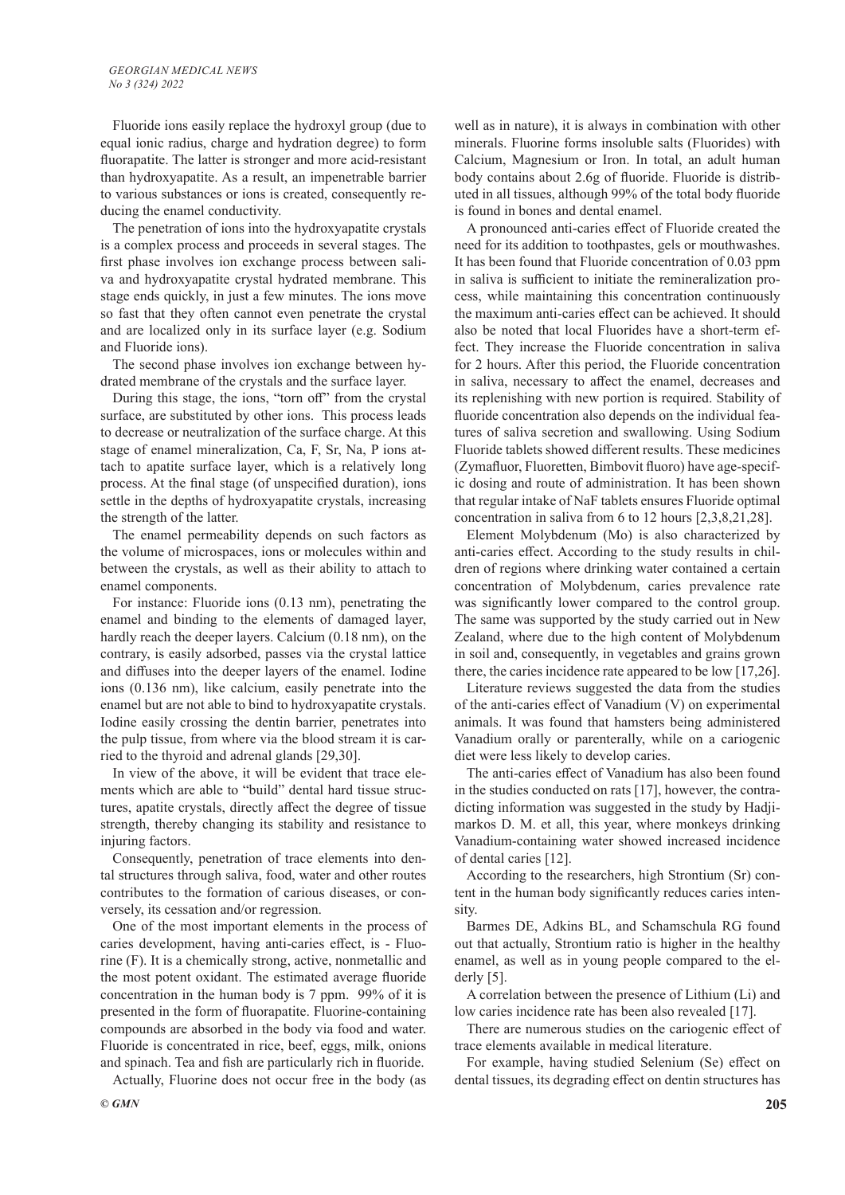Fluoride ions easily replace the hydroxyl group (due to equal ionic radius, charge and hydration degree) to form fluorapatite. The latter is stronger and more acid-resistant than hydroxyapatite. As a result, an impenetrable barrier to various substances or ions is created, consequently reducing the enamel conductivity.

The penetration of ions into the hydroxyapatite crystals is a complex process and proceeds in several stages. The first phase involves ion exchange process between saliva and hydroxyapatite crystal hydrated membrane. This stage ends quickly, in just a few minutes. The ions move so fast that they often cannot even penetrate the crystal and are localized only in its surface layer (e.g. Sodium and Fluoride ions).

The second phase involves ion exchange between hydrated membrane of the crystals and the surface layer.

During this stage, the ions, "torn off" from the crystal surface, are substituted by other ions. This process leads to decrease or neutralization of the surface charge. At this stage of enamel mineralization, Ca, F, Sr, Na, P ions attach to apatite surface layer, which is a relatively long process. At the final stage (of unspecified duration), ions settle in the depths of hydroxyapatite crystals, increasing the strength of the latter.

The enamel permeability depends on such factors as the volume of microspaces, ions or molecules within and between the crystals, as well as their ability to attach to enamel components.

For instance: Fluoride ions (0.13 nm), penetrating the enamel and binding to the elements of damaged layer, hardly reach the deeper layers. Calcium (0.18 nm), on the contrary, is easily adsorbed, passes via the crystal lattice and diffuses into the deeper layers of the enamel. Iodine ions (0.136 nm), like calcium, easily penetrate into the enamel but are not able to bind to hydroxyapatite crystals. Iodine easily crossing the dentin barrier, penetrates into the pulp tissue, from where via the blood stream it is carried to the thyroid and adrenal glands [29,30].

In view of the above, it will be evident that trace elements which are able to "build" dental hard tissue structures, apatite crystals, directly affect the degree of tissue strength, thereby changing its stability and resistance to injuring factors.

Consequently, penetration of trace elements into dental structures through saliva, food, water and other routes contributes to the formation of carious diseases, or conversely, its cessation and/or regression.

One of the most important elements in the process of caries development, having anti-caries effect, is - Fluorine (F). It is a chemically strong, active, nonmetallic and the most potent oxidant. The estimated average fluoride concentration in the human body is 7 ppm. 99% of it is presented in the form of fluorapatite. Fluorine-containing compounds are absorbed in the body via food and water. Fluoride is concentrated in rice, beef, eggs, milk, onions and spinach. Tea and fish are particularly rich in fluoride.

Actually, Fluorine does not occur free in the body (as well as in nature), it is always in combination with other minerals. Fluorine forms insoluble salts (Fluorides) with Calcium, Magnesium or Iron. In total, an adult human body contains about 2.6g of fluoride. Fluoride is distributed in all tissues, although 99% of the total body fluoride is found in bones and dental enamel.

A pronounced anti-caries effect of Fluoride created the need for its addition to toothpastes, gels or mouthwashes. It has been found that Fluoride concentration of 0.03 ppm in saliva is sufficient to initiate the remineralization process, while maintaining this concentration continuously the maximum anti-caries effect can be achieved. It should also be noted that local Fluorides have a short-term effect. They increase the Fluoride concentration in saliva for 2 hours. After this period, the Fluoride concentration in saliva, necessary to affect the enamel, decreases and its replenishing with new portion is required. Stability of fluoride concentration also depends on the individual features of saliva secretion and swallowing. Using Sodium Fluoride tablets showed different results. These medicines (Zymafluor, Fluoretten, Bimbovit fluoro) have age-specific dosing and route of administration. It has been shown that regular intake of NaF tablets ensures Fluoride optimal concentration in saliva from 6 to 12 hours [2,3,8,21,28].

Element Molybdenum (Mo) is also characterized by anti-caries effect. According to the study results in children of regions where drinking water contained a certain concentration of Molybdenum, caries prevalence rate was significantly lower compared to the control group. The same was supported by the study carried out in New Zealand, where due to the high content of Molybdenum in soil and, consequently, in vegetables and grains grown there, the caries incidence rate appeared to be low [17,26].

Literature reviews suggested the data from the studies of the anti-caries effect of Vanadium (V) on experimental animals. It was found that hamsters being administered Vanadium orally or parenterally, while on a cariogenic diet were less likely to develop caries.

The anti-caries effect of Vanadium has also been found in the studies conducted on rats [17], however, the contradicting information was suggested in the study by Hadjimarkos D. M. et all, this year, where monkeys drinking Vanadium-containing water showed increased incidence of dental caries [12].

According to the researchers, high Strontium (Sr) content in the human body significantly reduces caries intensity.

Barmes DE, Adkins BL, and Schamschula RG found out that actually, Strontium ratio is higher in the healthy enamel, as well as in young people compared to the elderly [5].

A correlation between the presence of Lithium (Li) and low caries incidence rate has been also revealed [17].

There are numerous studies on the cariogenic effect of trace elements available in medical literature.

For example, having studied Selenium (Se) effect on dental tissues, its degrading effect on dentin structures has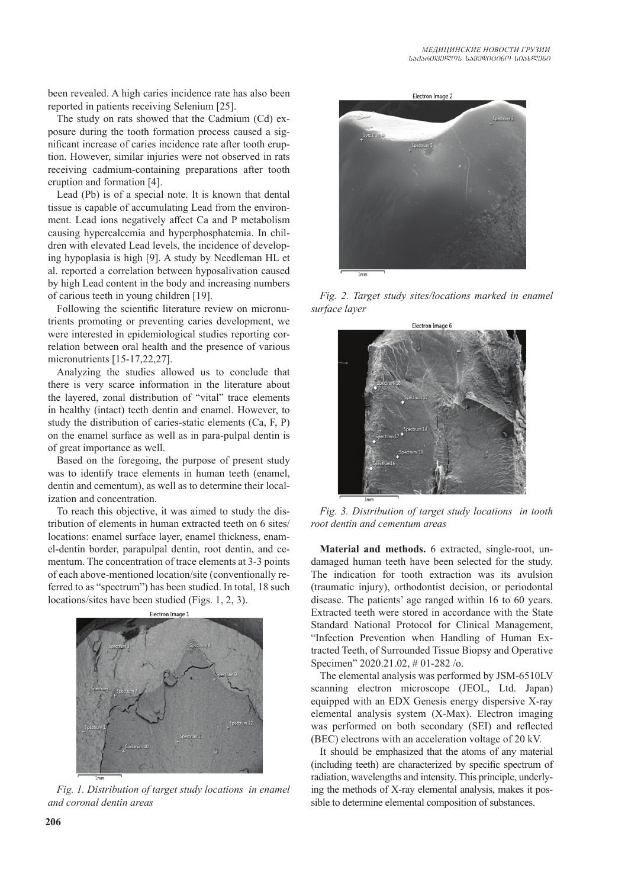been revealed. A high caries incidence rate has also been reported in patients receiving Selenium [25].

The study on rats showed that the Cadmium (Cd) exposure during the tooth formation process caused a significant increase of caries incidence rate after tooth eruption. However, similar injuries were not observed in rats receiving cadmium-containing preparations after tooth eruption and formation [4].

Lead (Pb) is of a special note. It is known that dental tissue is capable of accumulating Lead from the environment. Lead ions negatively affect Ca and P metabolism causing hypercalcemia and hyperphosphatemia. In children with elevated Lead levels, the incidence of developing hypoplasia is high [9]. A study by Needleman HL et al. reported a correlation between hyposalivation caused by high Lead content in the body and increasing numbers of carious teeth in young children [19].

Following the scientific literature review on micronutrients promoting or preventing caries development, we were interested in epidemiological studies reporting correlation between oral health and the presence of various micronutrients [15-17,22,27].

Analyzing the studies allowed us to conclude that there is very scarce information in the literature about the layered, zonal distribution of "vital" trace elements in healthy (intact) teeth dentin and enamel. However, to study the distribution of caries-static elements (Ca, F, P) on the enamel surface as well as in para-pulpal dentin is of great importance as well.

Based on the foregoing, the purpose of present study was to identify trace elements in human teeth (enamel, dentin and cementum), as well as to determine their localization and concentration.

To reach this objective, it was aimed to study the distribution of elements in human extracted teeth on 6 sites/locations: enamel surface layer, enamel thickness, enamel-dentin border, parapulpal dentin, root dentin, and cementum. The concentration of trace elements at 3-3 points of each above-mentioned location/site (conventionally referred to as "spectrum") has been studied. In total, 18 such locations/sites have been studied (Figs. 1, 2, 3).

*Fig. 1. Distribution of target study locations in enamel and coronal dentin areas*

*Fig. 2. Target study sites/locations marked in enamel surface layer*

*Fig. 3. Distribution of target study locations in tooth root dentin and cementum areas*

**Material and methods.** 6 extracted, single-root, undamaged human teeth have been selected for the study. The indication for tooth extraction was its avulsion (traumatic injury), orthodontist decision, or periodontal disease. The patients' age ranged within 16 to 60 years. Extracted teeth were stored in accordance with the State Standard National Protocol for Clinical Management, "Infection Prevention when Handling of Human Extracted Teeth, of Surrounded Tissue Biopsy and Operative Specimen" 2020.21.02, # 01-282 /o.

The elemental analysis was performed by JSM-6510LV scanning electron microscope (JEOL, Ltd. Japan) equipped with an EDX Genesis energy dispersive X-ray elemental analysis system (X-Max). Electron imaging was performed on both secondary (SEI) and reflected (BEC) electrons with an acceleration voltage of 20 kV.

It should be emphasized that the atoms of any material (including teeth) are characterized by specific spectrum of radiation, wavelengths and intensity. This principle, underlying the methods of X-ray elemental analysis, makes it possible to determine elemental composition of substances.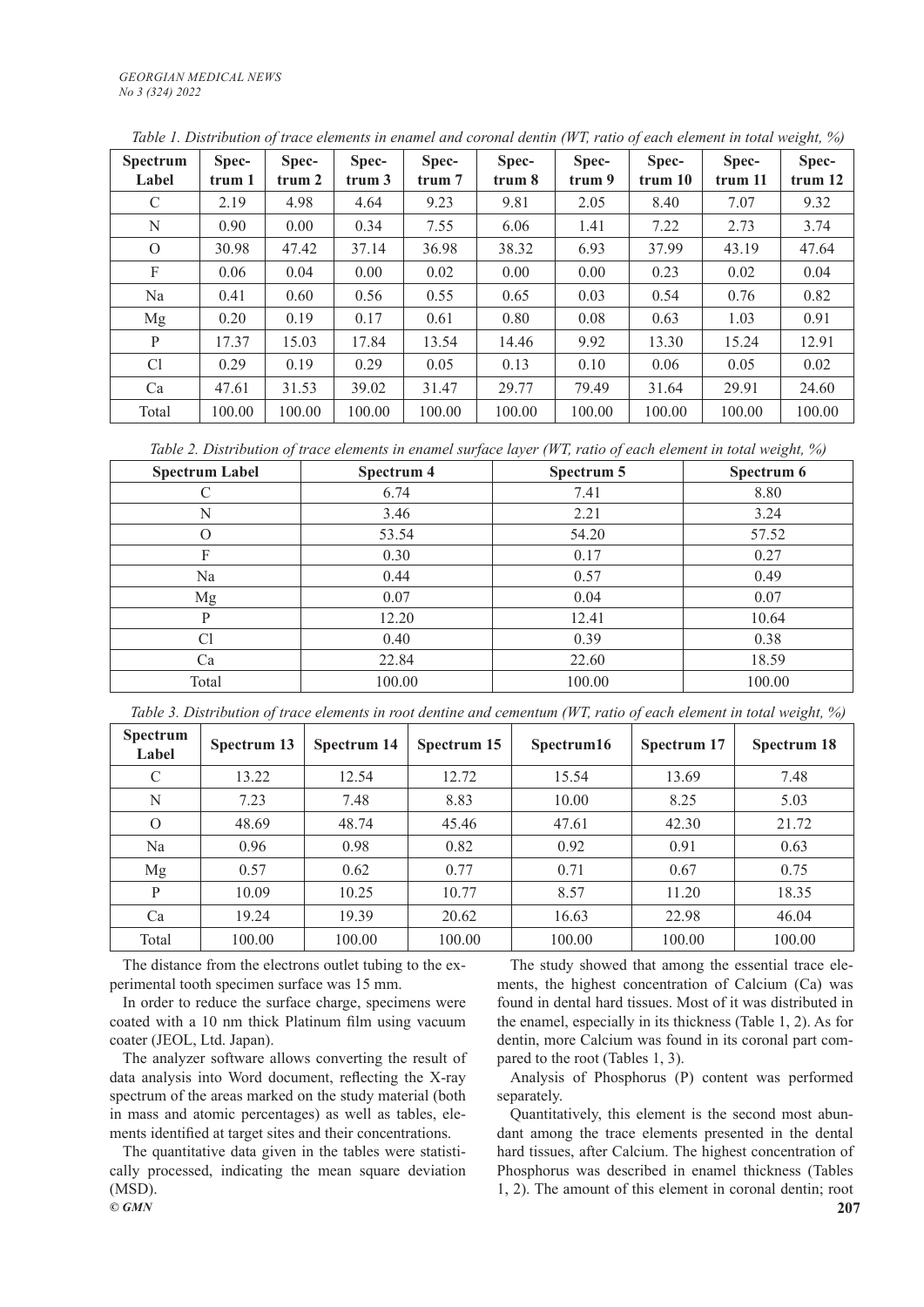*Table 1. Distribution of trace elements in enamel and coronal dentin (WT, ratio of each element in total weight, %)*

| Spectrum Label | Spectrum 1 | Spectrum 2 | Spectrum 3 | Spectrum 7 | Spectrum 8 | Spectrum 9 | Spectrum 10 | Spectrum 11 | Spectrum 12 |
|---|---|---|---|---|---|---|---|---|---|
| C | 2.19 | 4.98 | 4.64 | 9.23 | 9.81 | 2.05 | 8.40 | 7.07 | 9.32 |
| N | 0.90 | 0.00 | 0.34 | 7.55 | 6.06 | 1.41 | 7.22 | 2.73 | 3.74 |
| O | 30.98 | 47.42 | 37.14 | 36.98 | 38.32 | 6.93 | 37.99 | 43.19 | 47.64 |
| F | 0.06 | 0.04 | 0.00 | 0.02 | 0.00 | 0.00 | 0.23 | 0.02 | 0.04 |
| Na | 0.41 | 0.60 | 0.56 | 0.55 | 0.65 | 0.03 | 0.54 | 0.76 | 0.82 |
| Mg | 0.20 | 0.19 | 0.17 | 0.61 | 0.80 | 0.08 | 0.63 | 1.03 | 0.91 |
| P | 17.37 | 15.03 | 17.84 | 13.54 | 14.46 | 9.92 | 13.30 | 15.24 | 12.91 |
| Cl | 0.29 | 0.19 | 0.29 | 0.05 | 0.13 | 0.10 | 0.06 | 0.05 | 0.02 |
| Ca | 47.61 | 31.53 | 39.02 | 31.47 | 29.77 | 79.49 | 31.64 | 29.91 | 24.60 |
| Total | 100.00 | 100.00 | 100.00 | 100.00 | 100.00 | 100.00 | 100.00 | 100.00 | 100.00 |

*Table 2. Distribution of trace elements in enamel surface layer (WT, ratio of each element in total weight, %)*

| Spectrum Label | Spectrum 4 | Spectrum 5 | Spectrum 6 |
|---|---|---|---|
| C | 6.74 | 7.41 | 8.80 |
| N | 3.46 | 2.21 | 3.24 |
| O | 53.54 | 54.20 | 57.52 |
| F | 0.30 | 0.17 | 0.27 |
| Na | 0.44 | 0.57 | 0.49 |
| Mg | 0.07 | 0.04 | 0.07 |
| P | 12.20 | 12.41 | 10.64 |
| Cl | 0.40 | 0.39 | 0.38 |
| Ca | 22.84 | 22.60 | 18.59 |
| Total | 100.00 | 100.00 | 100.00 |

*Table 3. Distribution of trace elements in root dentine and cementum (WT, ratio of each element in total weight, %)*

| Spectrum Label | Spectrum 13 | Spectrum 14 | Spectrum 15 | Spectrum16 | Spectrum 17 | Spectrum 18 |
|---|---|---|---|---|---|---|
| C | 13.22 | 12.54 | 12.72 | 15.54 | 13.69 | 7.48 |
| N | 7.23 | 7.48 | 8.83 | 10.00 | 8.25 | 5.03 |
| O | 48.69 | 48.74 | 45.46 | 47.61 | 42.30 | 21.72 |
| Na | 0.96 | 0.98 | 0.82 | 0.92 | 0.91 | 0.63 |
| Mg | 0.57 | 0.62 | 0.77 | 0.71 | 0.67 | 0.75 |
| P | 10.09 | 10.25 | 10.77 | 8.57 | 11.20 | 18.35 |
| Ca | 19.24 | 19.39 | 20.62 | 16.63 | 22.98 | 46.04 |
| Total | 100.00 | 100.00 | 100.00 | 100.00 | 100.00 | 100.00 |

The distance from the electrons outlet tubing to the experimental tooth specimen surface was 15 mm.

In order to reduce the surface charge, specimens were coated with a 10 nm thick Platinum film using vacuum coater (JEOL, Ltd. Japan).

The analyzer software allows converting the result of data analysis into Word document, reflecting the X-ray spectrum of the areas marked on the study material (both in mass and atomic percentages) as well as tables, elements identified at target sites and their concentrations.

The quantitative data given in the tables were statistically processed, indicating the mean square deviation (MSD).

The study showed that among the essential trace elements, the highest concentration of Calcium (Ca) was found in dental hard tissues. Most of it was distributed in the enamel, especially in its thickness (Table 1, 2). As for dentin, more Calcium was found in its coronal part compared to the root (Tables 1, 3).

Analysis of Phosphorus (P) content was performed separately.

Quantitatively, this element is the second most abundant among the trace elements presented in the dental hard tissues, after Calcium. The highest concentration of Phosphorus was described in enamel thickness (Tables 1, 2). The amount of this element in coronal dentin; root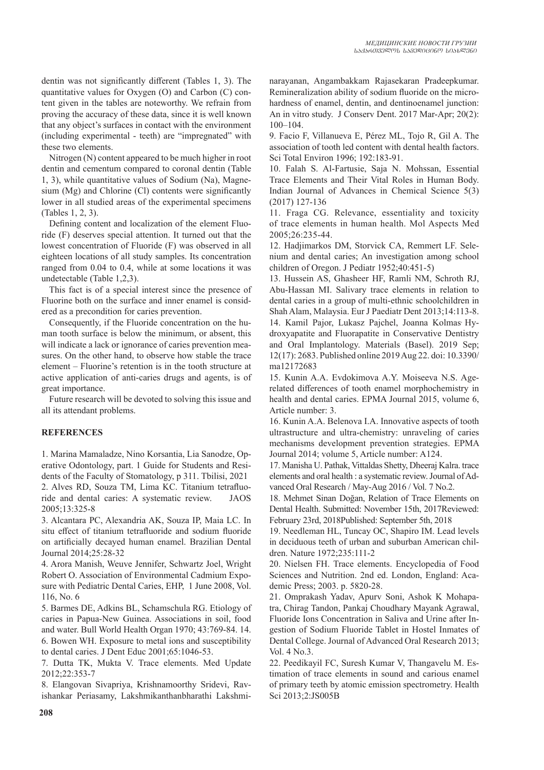dentin was not significantly different (Tables 1, 3). The quantitative values for Oxygen (O) and Carbon (C) content given in the tables are noteworthy. We refrain from proving the accuracy of these data, since it is well known that any object's surfaces in contact with the environment (including experimental - teeth) are "impregnated" with these two elements.

Nitrogen (N) content appeared to be much higher in root dentin and cementum compared to coronal dentin (Table 1, 3), while quantitative values of Sodium (Na), Magnesium (Mg) and Chlorine (Cl) contents were significantly lower in all studied areas of the experimental specimens (Tables 1, 2, 3).

Defining content and localization of the element Fluoride (F) deserves special attention. It turned out that the lowest concentration of Fluoride (F) was observed in all eighteen locations of all study samples. Its concentration ranged from 0.04 to 0.4, while at some locations it was undetectable (Table 1,2,3).

This fact is of a special interest since the presence of Fluorine both on the surface and inner enamel is considered as a precondition for caries prevention.

Consequently, if the Fluoride concentration on the human tooth surface is below the minimum, or absent, this will indicate a lack or ignorance of caries prevention measures. On the other hand, to observe how stable the trace element – Fluorine's retention is in the tooth structure at active application of anti-caries drugs and agents, is of great importance.

Future research will be devoted to solving this issue and all its attendant problems.

## REFERENCES

1. Marina Mamaladze, Nino Korsantia, Lia Sanodze, Operative Odontology, part. 1 Guide for Students and Residents of the Faculty of Stomatology, p 311. Tbilisi, 2021
2. Alves RD, Souza TM, Lima KC. Titanium tetrafluoride and dental caries: A systematic review. JAOS 2005;13:325-8
3. Alcantara PC, Alexandria AK, Souza IP, Maia LC. In situ effect of titanium tetrafluoride and sodium fluoride on artificially decayed human enamel. Brazilian Dental Journal 2014;25:28-32
4. Arora Manish, Weuve Jennifer, Schwartz Joel, Wright Robert O. Association of Environmental Cadmium Exposure with Pediatric Dental Caries, EHP, 1 June 2008, Vol. 116, No. 6
5. Barmes DE, Adkins BL, Schamschula RG. Etiology of caries in Papua-New Guinea. Associations in soil, food and water. Bull World Health Organ 1970; 43:769-84. 14.
6. Bowen WH. Exposure to metal ions and susceptibility to dental caries. J Dent Educ 2001;65:1046-53.
7. Dutta TK, Mukta V. Trace elements. Med Update 2012;22:353-7
8. Elangovan Sivapriya, Krishnamoorthy Sridevi, Ravishankar Periasamy, Lakshmikanthanbharathi Lakshminarayanan, Angambakkam Rajasekaran Pradeepkumar. Remineralization ability of sodium fluoride on the microhardness of enamel, dentin, and dentinoenamel junction: An in vitro study. J Conserv Dent. 2017 Mar-Apr; 20(2): 100–104.
9. Facio F, Villanueva E, Pérez ML, Tojo R, Gil A. The association of tooth led content with dental health factors. Sci Total Environ 1996; 192:183-91.
10. Falah S. Al-Fartusie, Saja N. Mohssan, Essential Trace Elements and Their Vital Roles in Human Body. Indian Journal of Advances in Chemical Science 5(3) (2017) 127-136
11. Fraga CG. Relevance, essentiality and toxicity of trace elements in human health. Mol Aspects Med 2005;26:235-44.
12. Hadjimarkos DM, Storvick CA, Remmert LF. Selenium and dental caries; An investigation among school children of Oregon. J Pediatr 1952;40:451-5)
13. Hussein AS, Ghasheer HF, Ramli NM, Schroth RJ, Abu-Hassan MI. Salivary trace elements in relation to dental caries in a group of multi-ethnic schoolchildren in Shah Alam, Malaysia. Eur J Paediatr Dent 2013;14:113-8.
14. Kamil Pajor, Lukasz Pajchel, Joanna Kolmas, Hydroxyapatite and Fluorapatite in Conservative Dentistry and Oral Implantology. Materials (Basel). 2019 Sep; 12(17): 2683. Published online 2019 Aug 22. doi: 10.3390/ma12172683
15. Kunin A.A. Evdokimova A.Y. Moiseeva N.S. Age-related differences of tooth enamel morphochemistry in health and dental caries. EPMA Journal 2015, volume 6, Article number: 3.
16. Kunin A.A. Belenova I.A. Innovative aspects of tooth ultrastructure and ultra-chemistry: unraveling of caries mechanisms development prevention strategies. EPMA Journal 2014; volume 5, Article number: A124.
17. Manisha U. Pathak, Vittaldas Shetty, Dheeraj Kalra. trace elements and oral health : a systematic review. Journal of Advanced Oral Research / May-Aug 2016 / Vol. 7 No.2.
18. Mehmet Sinan Doğan, Relation of Trace Elements on Dental Health. Submitted: November 15th, 2017Reviewed: February 23rd, 2018Published: September 5th, 2018
19. Needleman HL, Tuncay OC, Shapiro IM. Lead levels in deciduous teeth of urban and suburban American children. Nature 1972;235:111-2
20. Nielsen FH. Trace elements. Encyclopedia of Food Sciences and Nutrition. 2nd ed. London, England: Academic Press; 2003. p. 5820-28.
21. Omprakash Yadav, Apurv Soni, Ashok K Mohapatra, Chirag Tandon, Pankaj Choudhary Mayank Agrawal, Fluoride Ions Concentration in Saliva and Urine after Ingestion of Sodium Fluoride Tablet in Hostel Inmates of Dental College. Journal of Advanced Oral Research 2013; Vol. 4 No.3.
22. Peedikayil FC, Suresh Kumar V, Thangavelu M. Estimation of trace elements in sound and carious enamel of primary teeth by atomic emission spectrometry. Health Sci 2013;2:JS005B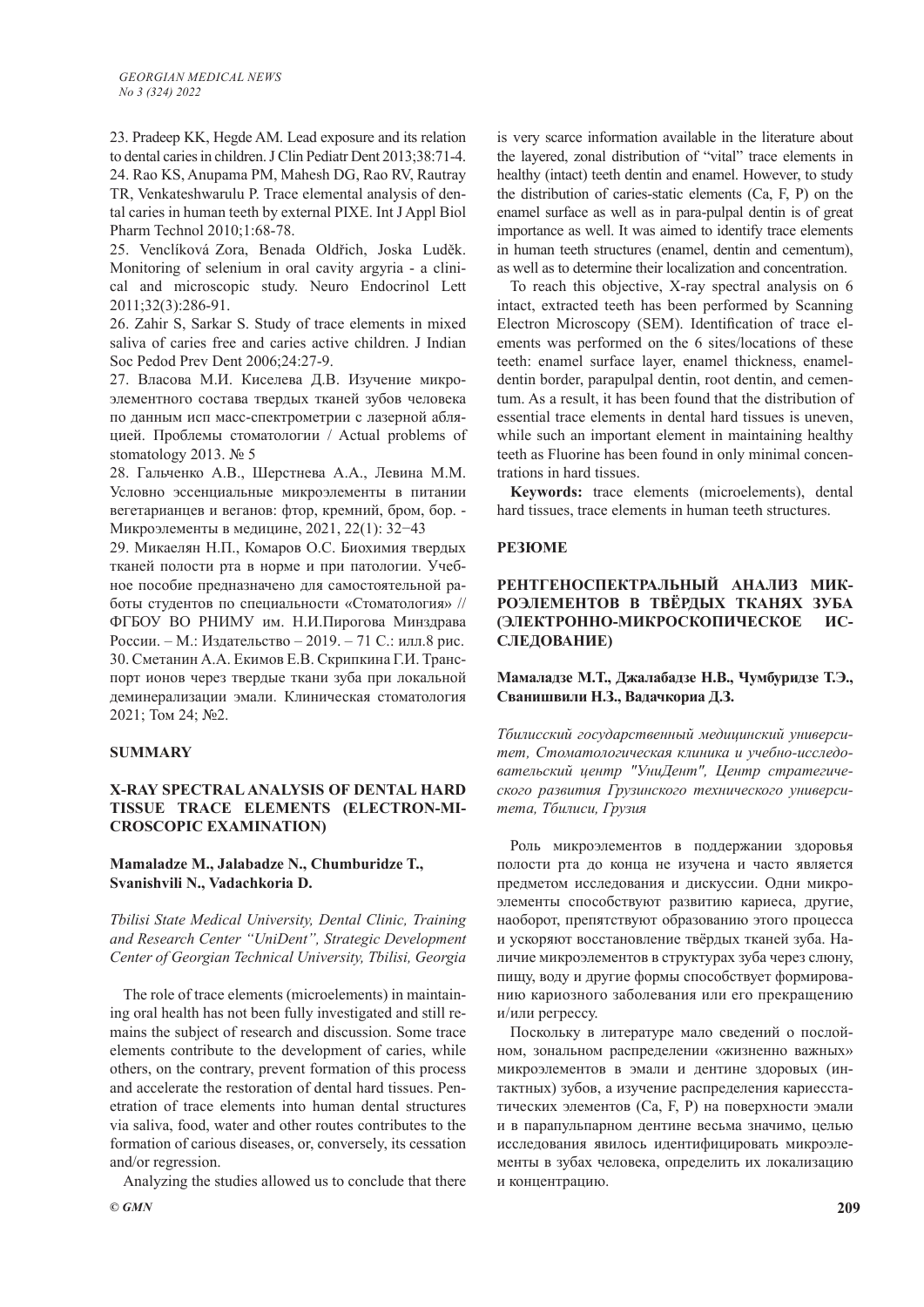23. Pradeep KK, Hegde AM. Lead exposure and its relation to dental caries in children. J Clin Pediatr Dent 2013;38:71-4.

24. Rao KS, Anupama PM, Mahesh DG, Rao RV, Rautray TR, Venkateshwarulu P. Trace elemental analysis of dental caries in human teeth by external PIXE. Int J Appl Biol Pharm Technol 2010;1:68-78.

25. Venclíková Zora, Benada Oldřich, Joska Luděk. Monitoring of selenium in oral cavity argyria - a clinical and microscopic study. Neuro Endocrinol Lett 2011;32(3):286-91.

26. Zahir S, Sarkar S. Study of trace elements in mixed saliva of caries free and caries active children. J Indian Soc Pedod Prev Dent 2006;24:27-9.

27. Власова М.И. Киселева Д.В. Изучение микроэлементного состава твердых тканей зубов человека по данным исп масс-спектрометрии с лазерной абляцией. Проблемы стоматологии / Actual problems of stomatology 2013. № 5

28. Гальченко А.В., Шерстнева А.А., Левина М.М. Условно эссенциальные микроэлементы в питании вегетарианцев и веганов: фтор, кремний, бром, бор. - Микроэлементы в медицине, 2021, 22(1): 32−43

29. Микаелян Н.П., Комаров О.С. Биохимия твердых тканей полости рта в норме и при патологии. Учебное пособие предназначено для самостоятельной работы студентов по специальности «Стоматология» // ФГБОУ ВО РНИМУ им. Н.И.Пирогова Минздрава России. – М.: Издательство – 2019. – 71 С.: илл.8 рис.

30. Сметанин А.А. Екимов Е.В. Скрипкина Г.И. Транспорт ионов через твердые ткани зуба при локальной деминерализации эмали. Клиническая стоматология 2021; Том 24; №2.

## SUMMARY

### X-RAY SPECTRAL ANALYSIS OF DENTAL HARD TISSUE TRACE ELEMENTS (ELECTRON-MICROSCOPIC EXAMINATION)

**Mamaladze M., Jalabadze N., Chumburidze T., Svanishvili N., Vadachkoria D.**

*Tbilisi State Medical University, Dental Clinic, Training and Research Center "UniDent", Strategic Development Center of Georgian Technical University, Tbilisi, Georgia*

The role of trace elements (microelements) in maintaining oral health has not been fully investigated and still remains the subject of research and discussion. Some trace elements contribute to the development of caries, while others, on the contrary, prevent formation of this process and accelerate the restoration of dental hard tissues. Penetration of trace elements into human dental structures via saliva, food, water and other routes contributes to the formation of carious diseases, or, conversely, its cessation and/or regression.

Analyzing the studies allowed us to conclude that there is very scarce information available in the literature about the layered, zonal distribution of "vital" trace elements in healthy (intact) teeth dentin and enamel. However, to study the distribution of caries-static elements (Ca, F, P) on the enamel surface as well as in para-pulpal dentin is of great importance as well. It was aimed to identify trace elements in human teeth structures (enamel, dentin and cementum), as well as to determine their localization and concentration.

To reach this objective, X-ray spectral analysis on 6 intact, extracted teeth has been performed by Scanning Electron Microscopy (SEM). Identification of trace elements was performed on the 6 sites/locations of these teeth: enamel surface layer, enamel thickness, enamel-dentin border, parapulpal dentin, root dentin, and cementum. As a result, it has been found that the distribution of essential trace elements in dental hard tissues is uneven, while such an important element in maintaining healthy teeth as Fluorine has been found in only minimal concentrations in hard tissues.

**Keywords:** trace elements (microelements), dental hard tissues, trace elements in human teeth structures.

## РЕЗЮМЕ

### РЕНТГЕНОСПЕКТРАЛЬНЫЙ АНАЛИЗ МИКРОЭЛЕМЕНТОВ В ТВЁРДЫХ ТКАНЯХ ЗУБА (ЭЛЕКТРОННО-МИКРОСКОПИЧЕСКОЕ ИССЛЕДОВАНИЕ)

**Мамаладзе М.Т., Джалабадзе Н.В., Чумбуридзе Т.Э., Сванишвили Н.З., Вадачкориа Д.З.**

*Тбилисский государственный медицинский университет, Стоматологическая клиника и учебно-исследовательский центр "УниДент", Центр стратегического развития Грузинского технического университета, Тбилиси, Грузия*

Роль микроэлементов в поддержании здоровья полости рта до конца не изучена и часто является предметом исследования и дискуссии. Одни микроэлементы способствуют развитию кариеса, другие, наоборот, препятствуют образованию этого процесса и ускоряют восстановление твёрдых тканей зуба. Наличие микроэлементов в структурах зуба через слюну, пищу, воду и другие формы способствует формированию кариозного заболевания или его прекращению и/или регрессу.

Поскольку в литературе мало сведений о послойном, зональном распределении «жизненно важных» микроэлементов в эмали и дентине здоровых (интактных) зубов, а изучение распределения кариесстатических элементов (Ca, F, P) на поверхности эмали и в парапульпарном дентине весьма значимо, целью исследования явилось идентифицировать микроэлементы в зубах человека, определить их локализацию и концентрацию.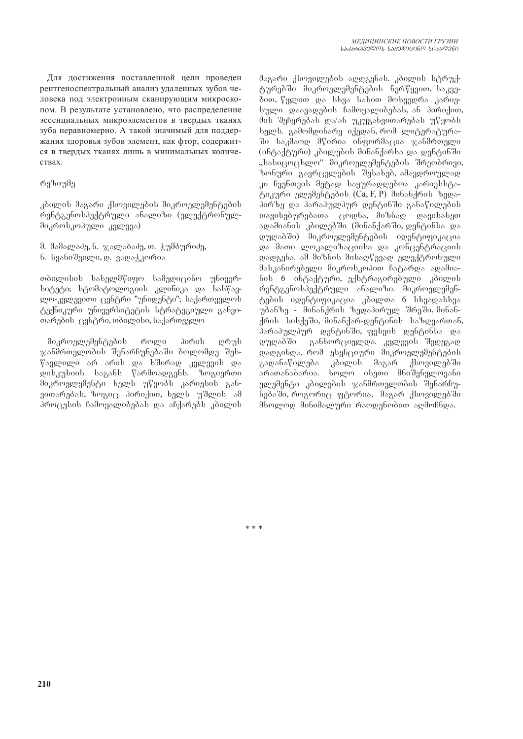Для достижения поставленной цели проведен рентгеноспектральный анализ удаленных зубов человека под электронным сканирующим микроскопом. В результате установлено, что распределение эссенциальных микроэлементов в твердых тканях зуба неравномерно. А такой значимый для поддержания здоровья зубов элемент, как фтор, содержится в твердых тканях лишь в минимальных количествах.

რეზიუმე

კბილის მაგარი ქსოვილების მიკროელემენტების რენტგენოსპექტრული ანალიზი (ელექტრონულ-მიკროსკოპული კვლევა)

მ. მამალაძე, ნ. ჯალაბაძე, თ. ჭუმბურიძე, ნ. სვანიშვილი, დ. ვადაჭკორია

თბილისის სახელმწიფო სამედიცინო უნივერსიტეტი; სტომატოლოგიის კლინიკა და სასწავლო-კვლევითი ცენტრი "უნიდენტი"; საქართველოს ტექნიკური უნივერსიტეტის სტრატეგიული განვითარების ცენტრი, თბილისი, საქართველო

მიკროელემენტების როლი პირის ღრუს ჯანმრთელობის შენარჩუნებაში ბოლომდე შესწავლილი არ არის და ხშირად კვლევის და დისკუსიის საგანს წარმოადგენს. ზოგიერთი მიკროელემენტი ხელს უწყობს კარიესის განვითარებას, ზოგიც პირიქით, ხელს უშლის ამ პროცესის ჩამოყალიბებას და აჩქარებს კბილის მაგარი ქსოვილების აღდგენას. კბილის სტრუქტურებში მიკროელემენტების ნერწყვით, საკვებით, წყლით და სხვა სახით მოხვედრა კარიესული დაავადების ჩამოყალიბებას, ან პირიქით, მის შეჩერებას და/ან უკუგანვითარებას უწყობს ხელს. გამომდინარე იქედან, რომ ლიტერატურაში საკმაოდ მწირია ინფორმაცია ჯანმრთელი (ინტაქტური) კბილების მინანქარსა და დენტინში „სასიცოცხლო" მიკროელემენტების შრეობრივი, ზონური გავრცელების შესახებ, ამავდროულად კი ჩვენთვის მეტად საყურადღებოა კარიესსტატიკური ელემენტების (Ca, F, P) მინანქრის ზედაპირზე და პარაპულპურ დენტინში განაწილების თავისებურებათა ცოდნა, მიზნად დავისახეთ ადამიანის კბილებში (მინანქარში, დენტინსა და დუღაბში) მიკროელემენტების იდენტიფიკაცია და მათი ლოკალიზაციისა და კონცენტრაციის დადგენა. ამ მიზნის მისაღწევად ელექტრონული მასკანირებელი მიკროსკოპით ჩატარდა ადამიანის 6 ინტაქტური, ექსტრაგირებული კბილის რენტგენოსპექტრული ანალიზი. მიკროელემენტების იდენტიფიკაცია კბილთა 6 სხვადასხვა უბანზე - მინანქრის ზედაპირულ შრეში, მინანქრის სისქეში, მინანქარ-დენტინის საზღვართან, პარაპულპურ დენტინში, ფესვის დენტინსა და დუღაბში განხორციელდა. კვლევის შედეგად დადგინდა, რომ ესენციური მიკროელემენტების გადანაწილება კბილის მაგარ ქსოვილებში არათანაბარია. ხოლო ისეთი მნიშვნელოვანი ელემენტი კბილების ჯანმრთელობის შენარჩუნებაში, როგორიც ფტორია, მაგარ ქსოვილებში მხოლოდ მინიმალური რაოდენობით აღმოჩნდა.

\* \* \*